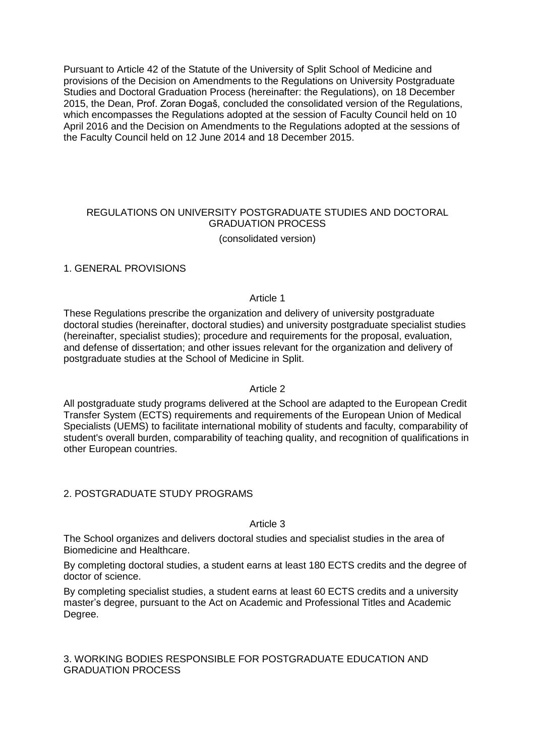Pursuant to Article 42 of the Statute of the University of Split School of Medicine and provisions of the Decision on Amendments to the Regulations on University Postgraduate Studies and Doctoral Graduation Process (hereinafter: the Regulations), on 18 December 2015, the Dean, Prof. Zoran Đogaš, concluded the consolidated version of the Regulations, which encompasses the Regulations adopted at the session of Faculty Council held on 10 April 2016 and the Decision on Amendments to the Regulations adopted at the sessions of the Faculty Council held on 12 June 2014 and 18 December 2015.

# REGULATIONS ON UNIVERSITY POSTGRADUATE STUDIES AND DOCTORAL GRADUATION PROCESS

(consolidated version)

## 1. GENERAL PROVISIONS

### Article 1

These Regulations prescribe the organization and delivery of university postgraduate doctoral studies (hereinafter, doctoral studies) and university postgraduate specialist studies (hereinafter, specialist studies); procedure and requirements for the proposal, evaluation, and defense of dissertation; and other issues relevant for the organization and delivery of postgraduate studies at the School of Medicine in Split.

### Article 2

All postgraduate study programs delivered at the School are adapted to the European Credit Transfer System (ECTS) requirements and requirements of the European Union of Medical Specialists (UEMS) to facilitate international mobility of students and faculty, comparability of student's overall burden, comparability of teaching quality, and recognition of qualifications in other European countries.

## 2. POSTGRADUATE STUDY PROGRAMS

### Article 3

The School organizes and delivers doctoral studies and specialist studies in the area of Biomedicine and Healthcare.

By completing doctoral studies, a student earns at least 180 ECTS credits and the degree of doctor of science.

By completing specialist studies, a student earns at least 60 ECTS credits and a university master's degree, pursuant to the Act on Academic and Professional Titles and Academic Degree.

## 3. WORKING BODIES RESPONSIBLE FOR POSTGRADUATE EDUCATION AND GRADUATION PROCESS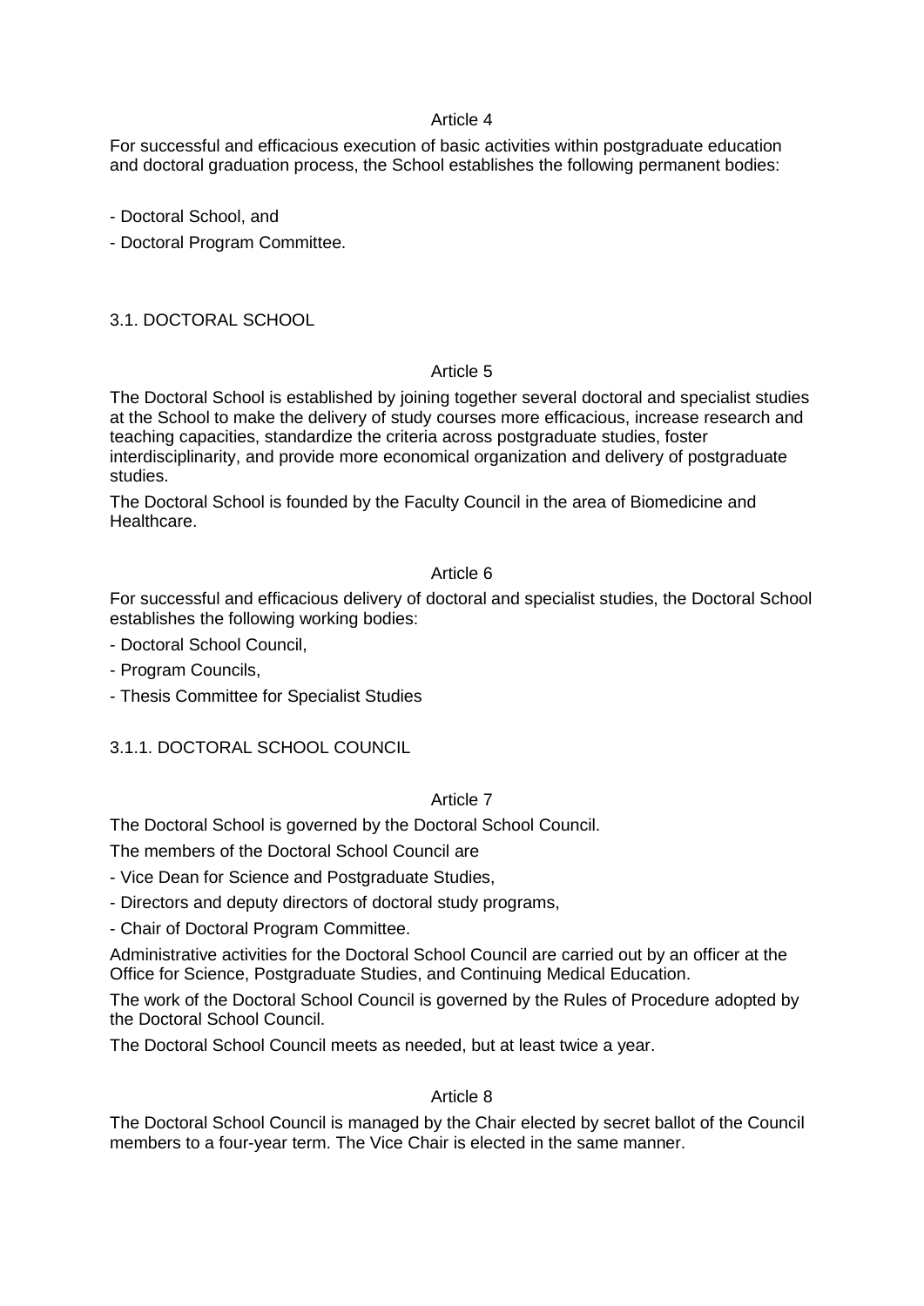Article 4

For successful and efficacious execution of basic activities within postgraduate education and doctoral graduation process, the School establishes the following permanent bodies:

- Doctoral School, and
- Doctoral Program Committee.

## 3.1. DOCTORAL SCHOOL

Article 5

The Doctoral School is established by joining together several doctoral and specialist studies at the School to make the delivery of study courses more efficacious, increase research and teaching capacities, standardize the criteria across postgraduate studies, foster interdisciplinarity, and provide more economical organization and delivery of postgraduate studies.

The Doctoral School is founded by the Faculty Council in the area of Biomedicine and Healthcare.

Article 6

For successful and efficacious delivery of doctoral and specialist studies, the Doctoral School establishes the following working bodies:

- Doctoral School Council,
- Program Councils,
- Thesis Committee for Specialist Studies

### 3.1.1. DOCTORAL SCHOOL COUNCIL

Article 7

The Doctoral School is governed by the Doctoral School Council.

The members of the Doctoral School Council are

- Vice Dean for Science and Postgraduate Studies,
- Directors and deputy directors of doctoral study programs,
- Chair of Doctoral Program Committee.

Administrative activities for the Doctoral School Council are carried out by an officer at the Office for Science, Postgraduate Studies, and Continuing Medical Education.

The work of the Doctoral School Council is governed by the Rules of Procedure adopted by the Doctoral School Council.

The Doctoral School Council meets as needed, but at least twice a year.

Article 8

The Doctoral School Council is managed by the Chair elected by secret ballot of the Council members to a four-year term. The Vice Chair is elected in the same manner.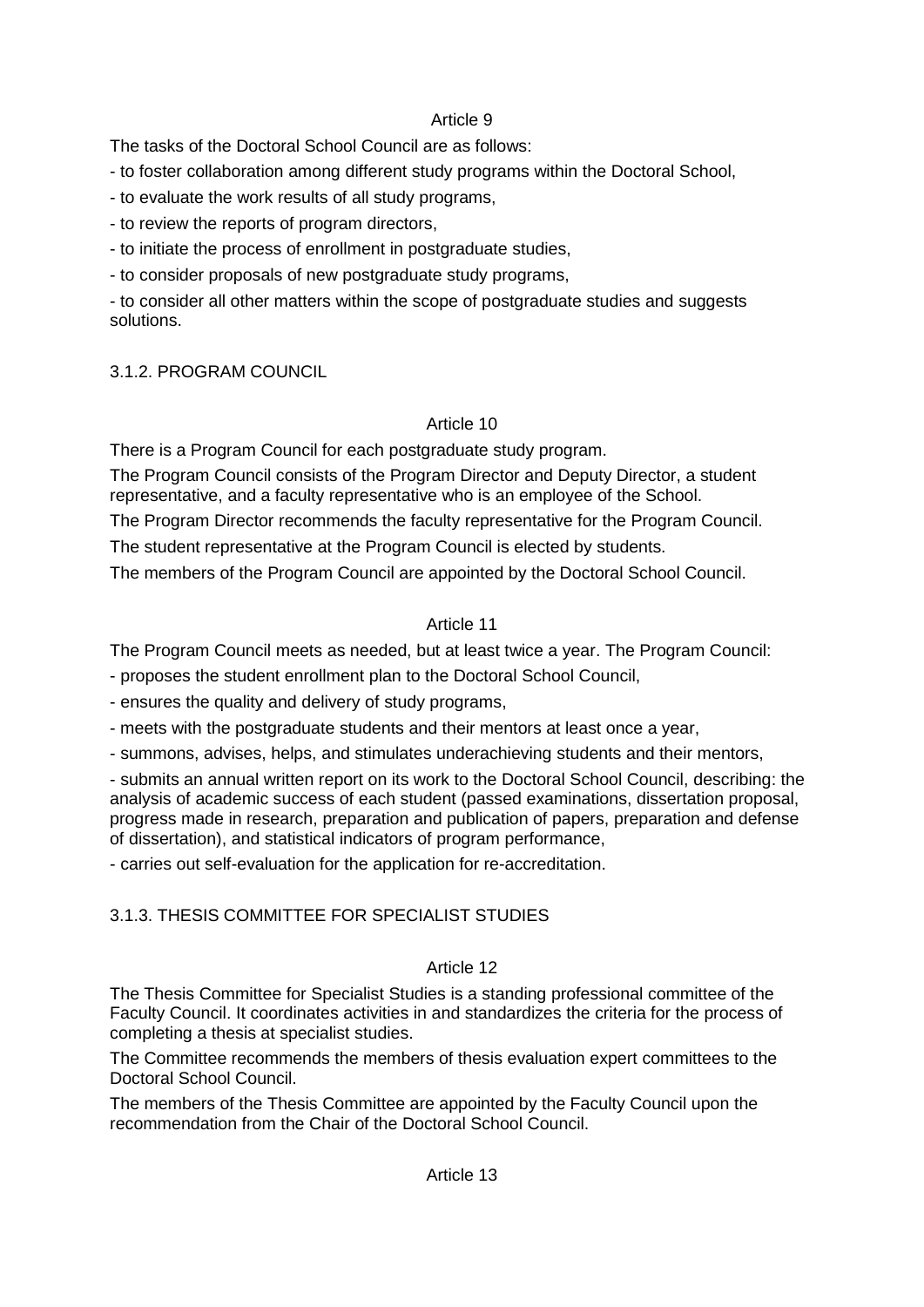Article 9

The tasks of the Doctoral School Council are as follows:

- to foster collaboration among different study programs within the Doctoral School,
- to evaluate the work results of all study programs,
- to review the reports of program directors,
- to initiate the process of enrollment in postgraduate studies,
- to consider proposals of new postgraduate study programs,
- to consider all other matters within the scope of postgraduate studies and suggests solutions.

### 3.1.2. PROGRAM COUNCIL

Article 10

There is a Program Council for each postgraduate study program.

The Program Council consists of the Program Director and Deputy Director, a student representative, and a faculty representative who is an employee of the School.

The Program Director recommends the faculty representative for the Program Council.

The student representative at the Program Council is elected by students.

The members of the Program Council are appointed by the Doctoral School Council.

Article 11

The Program Council meets as needed, but at least twice a year. The Program Council:

- proposes the student enrollment plan to the Doctoral School Council,
- ensures the quality and delivery of study programs,
- meets with the postgraduate students and their mentors at least once a year,
- summons, advises, helps, and stimulates underachieving students and their mentors,
- submits an annual written report on its work to the Doctoral School Council, describing: the analysis of academic success of each student (passed examinations, dissertation proposal, progress made in research, preparation and publication of papers, preparation and defense of dissertation), and statistical indicators of program performance,
- carries out self-evaluation for the application for re-accreditation.

### 3.1.3. THESIS COMMITTEE FOR SPECIALIST STUDIES

Article 12

The Thesis Committee for Specialist Studies is a standing professional committee of the Faculty Council. It coordinates activities in and standardizes the criteria for the process of completing a thesis at specialist studies.

The Committee recommends the members of thesis evaluation expert committees to the Doctoral School Council.

The members of the Thesis Committee are appointed by the Faculty Council upon the recommendation from the Chair of the Doctoral School Council.

Article 13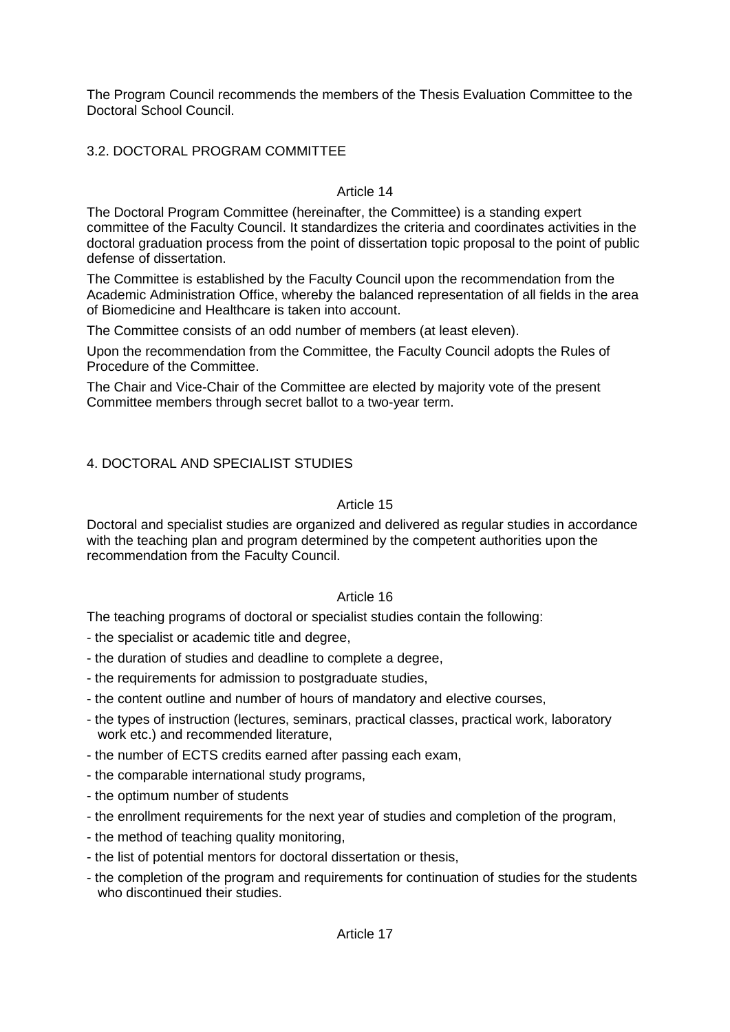The Program Council recommends the members of the Thesis Evaluation Committee to the Doctoral School Council.

## 3.2. DOCTORAL PROGRAM COMMITTEE

### Article 14

The Doctoral Program Committee (hereinafter, the Committee) is a standing expert committee of the Faculty Council. It standardizes the criteria and coordinates activities in the doctoral graduation process from the point of dissertation topic proposal to the point of public defense of dissertation.

The Committee is established by the Faculty Council upon the recommendation from the Academic Administration Office, whereby the balanced representation of all fields in the area of Biomedicine and Healthcare is taken into account.

The Committee consists of an odd number of members (at least eleven).

Upon the recommendation from the Committee, the Faculty Council adopts the Rules of Procedure of the Committee.

The Chair and Vice-Chair of the Committee are elected by majority vote of the present Committee members through secret ballot to a two-year term.

## 4. DOCTORAL AND SPECIALIST STUDIES

### Article 15

Doctoral and specialist studies are organized and delivered as regular studies in accordance with the teaching plan and program determined by the competent authorities upon the recommendation from the Faculty Council.

### Article 16

The teaching programs of doctoral or specialist studies contain the following:

- the specialist or academic title and degree,
- the duration of studies and deadline to complete a degree,
- the requirements for admission to postgraduate studies,
- the content outline and number of hours of mandatory and elective courses,
- the types of instruction (lectures, seminars, practical classes, practical work, laboratory work etc.) and recommended literature,
- the number of ECTS credits earned after passing each exam,
- the comparable international study programs,
- the optimum number of students
- the enrollment requirements for the next year of studies and completion of the program,
- the method of teaching quality monitoring,
- the list of potential mentors for doctoral dissertation or thesis,
- the completion of the program and requirements for continuation of studies for the students who discontinued their studies.

### Article 17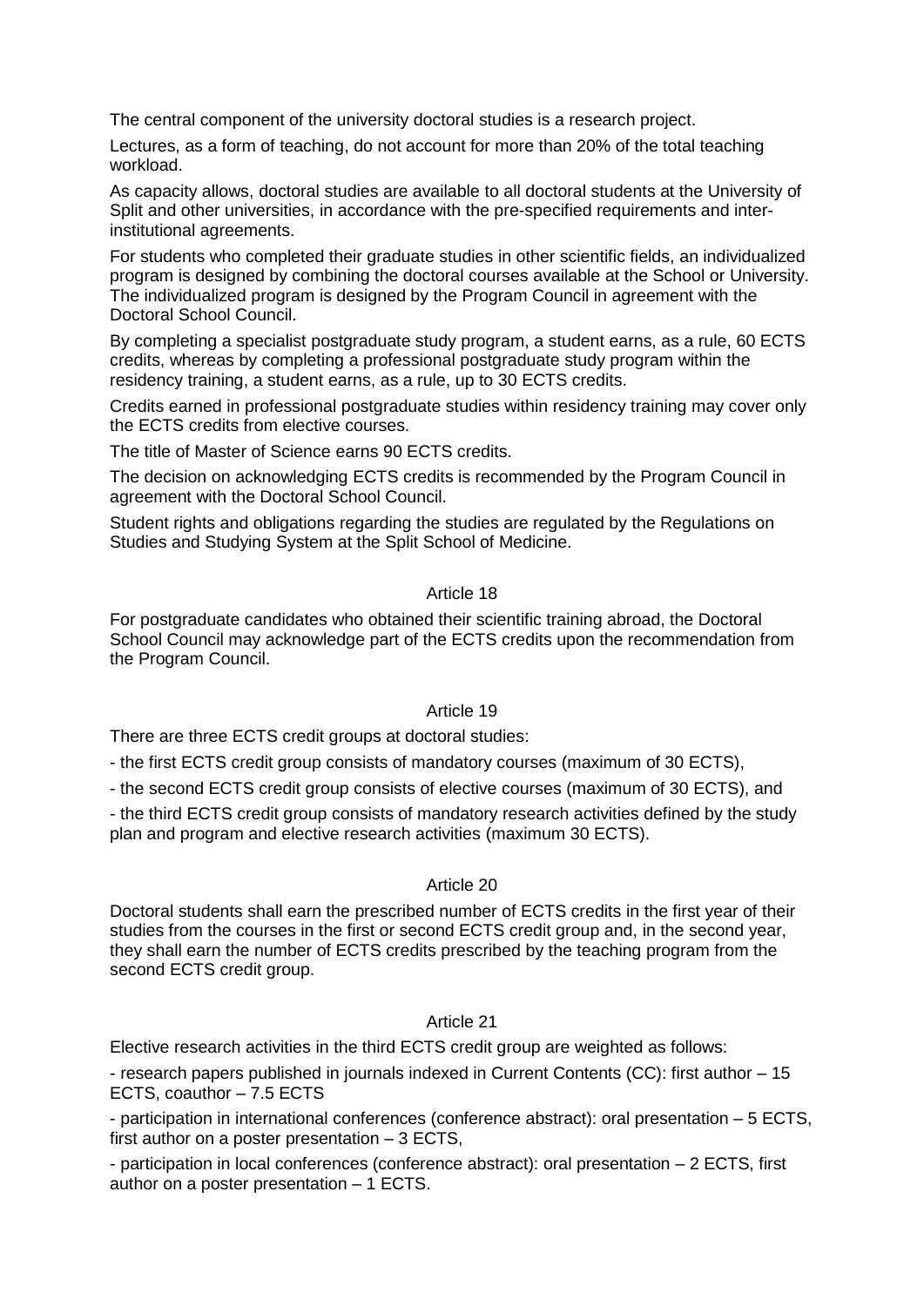The central component of the university doctoral studies is a research project.

Lectures, as a form of teaching, do not account for more than 20% of the total teaching workload.

As capacity allows, doctoral studies are available to all doctoral students at the University of Split and other universities, in accordance with the pre-specified requirements and inter-institutional agreements.

For students who completed their graduate studies in other scientific fields, an individualized program is designed by combining the doctoral courses available at the School or University. The individualized program is designed by the Program Council in agreement with the Doctoral School Council.

By completing a specialist postgraduate study program, a student earns, as a rule, 60 ECTS credits, whereas by completing a professional postgraduate study program within the residency training, a student earns, as a rule, up to 30 ECTS credits.

Credits earned in professional postgraduate studies within residency training may cover only the ECTS credits from elective courses.

The title of Master of Science earns 90 ECTS credits.

The decision on acknowledging ECTS credits is recommended by the Program Council in agreement with the Doctoral School Council.

Student rights and obligations regarding the studies are regulated by the Regulations on Studies and Studying System at the Split School of Medicine.

### Article 18

For postgraduate candidates who obtained their scientific training abroad, the Doctoral School Council may acknowledge part of the ECTS credits upon the recommendation from the Program Council.

### Article 19

There are three ECTS credit groups at doctoral studies:

- the first ECTS credit group consists of mandatory courses (maximum of 30 ECTS),
- the second ECTS credit group consists of elective courses (maximum of 30 ECTS), and
- the third ECTS credit group consists of mandatory research activities defined by the study plan and program and elective research activities (maximum 30 ECTS).

### Article 20

Doctoral students shall earn the prescribed number of ECTS credits in the first year of their studies from the courses in the first or second ECTS credit group and, in the second year, they shall earn the number of ECTS credits prescribed by the teaching program from the second ECTS credit group.

### Article 21

Elective research activities in the third ECTS credit group are weighted as follows:

- research papers published in journals indexed in Current Contents (CC): first author – 15 ECTS, coauthor – 7.5 ECTS
- participation in international conferences (conference abstract): oral presentation – 5 ECTS, first author on a poster presentation – 3 ECTS,
- participation in local conferences (conference abstract): oral presentation – 2 ECTS, first author on a poster presentation – 1 ECTS.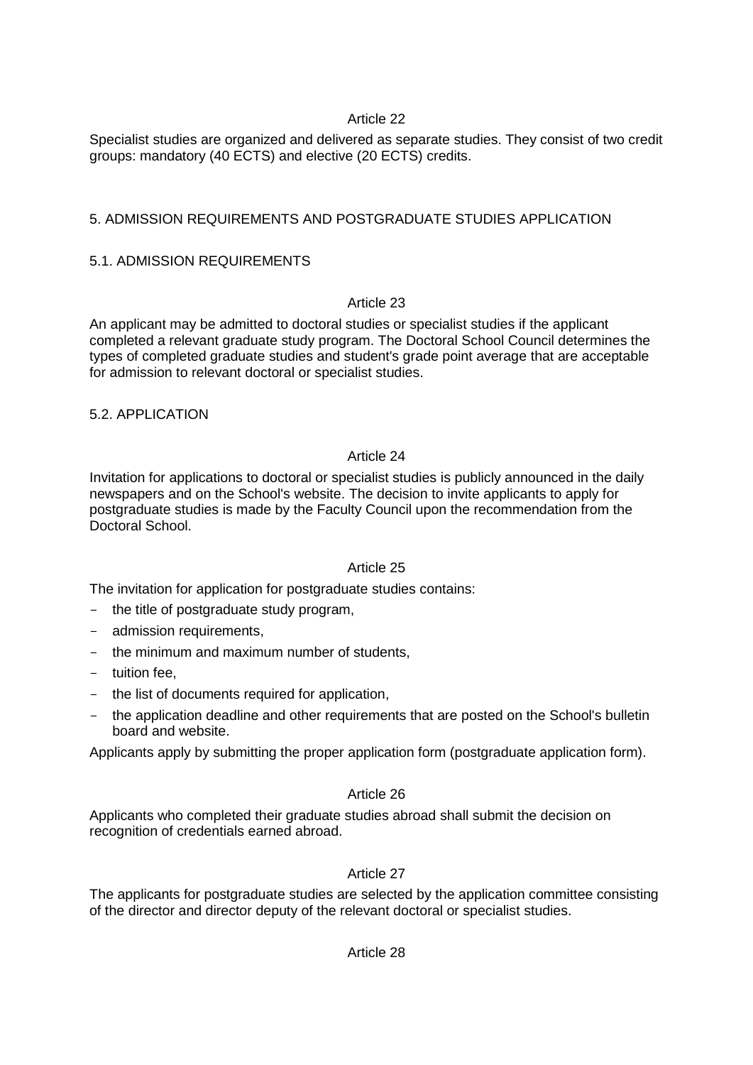Article 22

Specialist studies are organized and delivered as separate studies. They consist of two credit groups: mandatory (40 ECTS) and elective (20 ECTS) credits.

## 5. ADMISSION REQUIREMENTS AND POSTGRADUATE STUDIES APPLICATION

### 5.1. ADMISSION REQUIREMENTS

Article 23

An applicant may be admitted to doctoral studies or specialist studies if the applicant completed a relevant graduate study program. The Doctoral School Council determines the types of completed graduate studies and student's grade point average that are acceptable for admission to relevant doctoral or specialist studies.

### 5.2. APPLICATION

Article 24

Invitation for applications to doctoral or specialist studies is publicly announced in the daily newspapers and on the School's website. The decision to invite applicants to apply for postgraduate studies is made by the Faculty Council upon the recommendation from the Doctoral School.

Article 25

The invitation for application for postgraduate studies contains:

- the title of postgraduate study program,
- admission requirements,
- the minimum and maximum number of students,
- tuition fee,
- the list of documents required for application,
- the application deadline and other requirements that are posted on the School's bulletin board and website.

Applicants apply by submitting the proper application form (postgraduate application form).

Article 26

Applicants who completed their graduate studies abroad shall submit the decision on recognition of credentials earned abroad.

Article 27

The applicants for postgraduate studies are selected by the application committee consisting of the director and director deputy of the relevant doctoral or specialist studies.

Article 28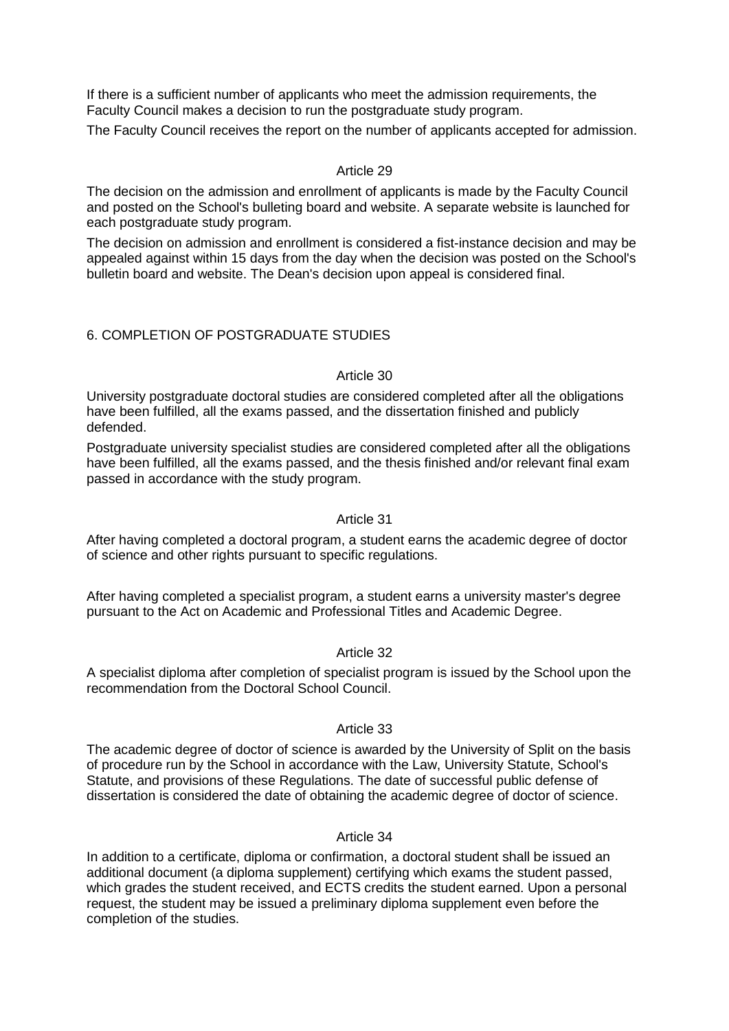If there is a sufficient number of applicants who meet the admission requirements, the Faculty Council makes a decision to run the postgraduate study program.

The Faculty Council receives the report on the number of applicants accepted for admission.

Article 29

The decision on the admission and enrollment of applicants is made by the Faculty Council and posted on the School's bulleting board and website. A separate website is launched for each postgraduate study program.

The decision on admission and enrollment is considered a fist-instance decision and may be appealed against within 15 days from the day when the decision was posted on the School's bulletin board and website. The Dean's decision upon appeal is considered final.

## 6. COMPLETION OF POSTGRADUATE STUDIES

Article 30

University postgraduate doctoral studies are considered completed after all the obligations have been fulfilled, all the exams passed, and the dissertation finished and publicly defended.

Postgraduate university specialist studies are considered completed after all the obligations have been fulfilled, all the exams passed, and the thesis finished and/or relevant final exam passed in accordance with the study program.

Article 31

After having completed a doctoral program, a student earns the academic degree of doctor of science and other rights pursuant to specific regulations.

After having completed a specialist program, a student earns a university master's degree pursuant to the Act on Academic and Professional Titles and Academic Degree.

Article 32

A specialist diploma after completion of specialist program is issued by the School upon the recommendation from the Doctoral School Council.

Article 33

The academic degree of doctor of science is awarded by the University of Split on the basis of procedure run by the School in accordance with the Law, University Statute, School's Statute, and provisions of these Regulations. The date of successful public defense of dissertation is considered the date of obtaining the academic degree of doctor of science.

Article 34

In addition to a certificate, diploma or confirmation, a doctoral student shall be issued an additional document (a diploma supplement) certifying which exams the student passed, which grades the student received, and ECTS credits the student earned. Upon a personal request, the student may be issued a preliminary diploma supplement even before the completion of the studies.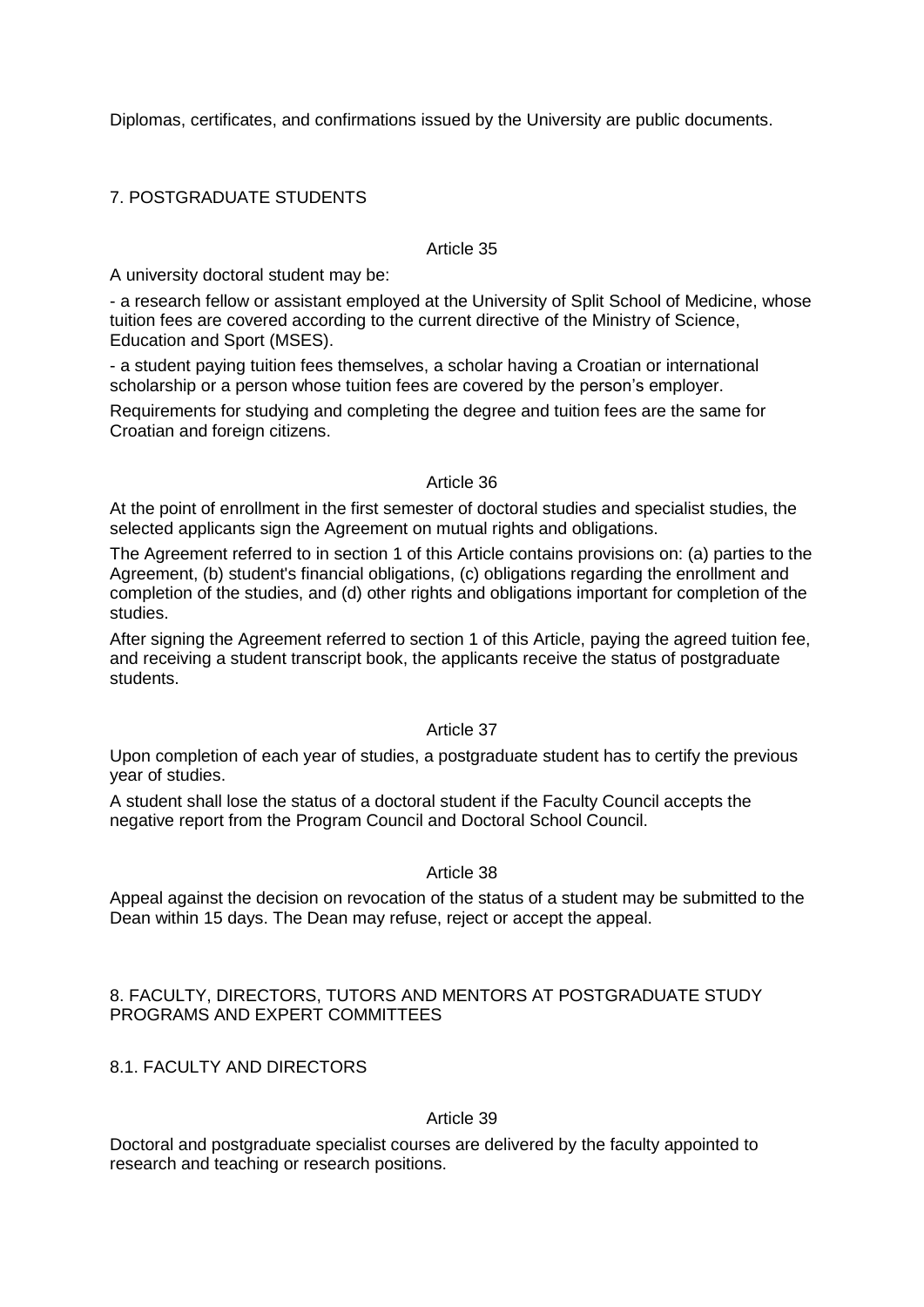Diplomas, certificates, and confirmations issued by the University are public documents.

## 7. POSTGRADUATE STUDENTS

### Article 35

A university doctoral student may be:

- a research fellow or assistant employed at the University of Split School of Medicine, whose tuition fees are covered according to the current directive of the Ministry of Science, Education and Sport (MSES).
- a student paying tuition fees themselves, a scholar having a Croatian or international scholarship or a person whose tuition fees are covered by the person's employer.

Requirements for studying and completing the degree and tuition fees are the same for Croatian and foreign citizens.

### Article 36

At the point of enrollment in the first semester of doctoral studies and specialist studies, the selected applicants sign the Agreement on mutual rights and obligations.

The Agreement referred to in section 1 of this Article contains provisions on: (a) parties to the Agreement, (b) student's financial obligations, (c) obligations regarding the enrollment and completion of the studies, and (d) other rights and obligations important for completion of the studies.

After signing the Agreement referred to section 1 of this Article, paying the agreed tuition fee, and receiving a student transcript book, the applicants receive the status of postgraduate students.

### Article 37

Upon completion of each year of studies, a postgraduate student has to certify the previous year of studies.

A student shall lose the status of a doctoral student if the Faculty Council accepts the negative report from the Program Council and Doctoral School Council.

### Article 38

Appeal against the decision on revocation of the status of a student may be submitted to the Dean within 15 days. The Dean may refuse, reject or accept the appeal.

## 8. FACULTY, DIRECTORS, TUTORS AND MENTORS AT POSTGRADUATE STUDY PROGRAMS AND EXPERT COMMITTEES

### 8.1. FACULTY AND DIRECTORS

### Article 39

Doctoral and postgraduate specialist courses are delivered by the faculty appointed to research and teaching or research positions.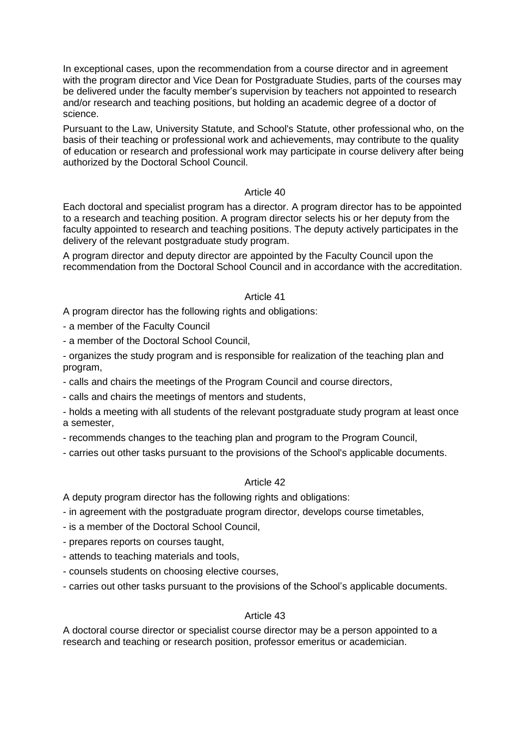In exceptional cases, upon the recommendation from a course director and in agreement with the program director and Vice Dean for Postgraduate Studies, parts of the courses may be delivered under the faculty member's supervision by teachers not appointed to research and/or research and teaching positions, but holding an academic degree of a doctor of science.

Pursuant to the Law, University Statute, and School's Statute, other professional who, on the basis of their teaching or professional work and achievements, may contribute to the quality of education or research and professional work may participate in course delivery after being authorized by the Doctoral School Council.

Article 40

Each doctoral and specialist program has a director. A program director has to be appointed to a research and teaching position. A program director selects his or her deputy from the faculty appointed to research and teaching positions. The deputy actively participates in the delivery of the relevant postgraduate study program.

A program director and deputy director are appointed by the Faculty Council upon the recommendation from the Doctoral School Council and in accordance with the accreditation.

Article 41

A program director has the following rights and obligations:

- a member of the Faculty Council
- a member of the Doctoral School Council,
- organizes the study program and is responsible for realization of the teaching plan and program,
- calls and chairs the meetings of the Program Council and course directors,
- calls and chairs the meetings of mentors and students,
- holds a meeting with all students of the relevant postgraduate study program at least once a semester,
- recommends changes to the teaching plan and program to the Program Council,
- carries out other tasks pursuant to the provisions of the School's applicable documents.

Article 42

A deputy program director has the following rights and obligations:

- in agreement with the postgraduate program director, develops course timetables,
- is a member of the Doctoral School Council,
- prepares reports on courses taught,
- attends to teaching materials and tools,
- counsels students on choosing elective courses,
- carries out other tasks pursuant to the provisions of the School's applicable documents.

Article 43

A doctoral course director or specialist course director may be a person appointed to a research and teaching or research position, professor emeritus or academician.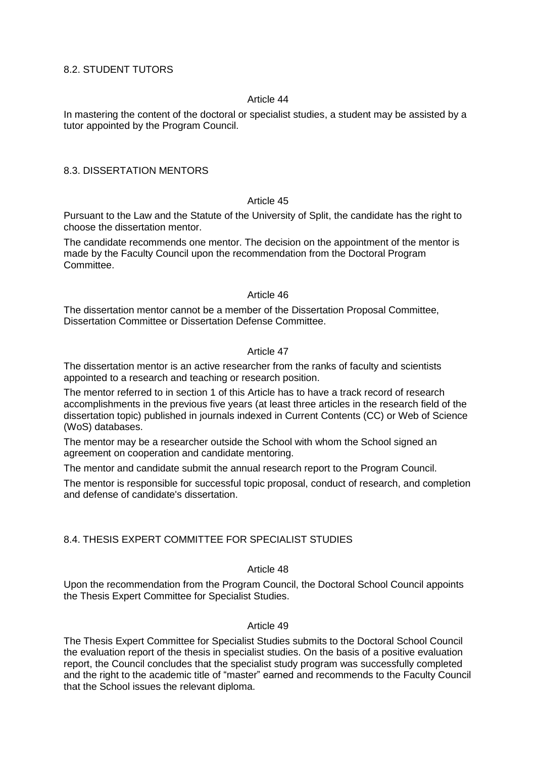## 8.2. STUDENT TUTORS

### Article 44

In mastering the content of the doctoral or specialist studies, a student may be assisted by a tutor appointed by the Program Council.

## 8.3. DISSERTATION MENTORS

### Article 45

Pursuant to the Law and the Statute of the University of Split, the candidate has the right to choose the dissertation mentor.

The candidate recommends one mentor. The decision on the appointment of the mentor is made by the Faculty Council upon the recommendation from the Doctoral Program Committee.

### Article 46

The dissertation mentor cannot be a member of the Dissertation Proposal Committee, Dissertation Committee or Dissertation Defense Committee.

### Article 47

The dissertation mentor is an active researcher from the ranks of faculty and scientists appointed to a research and teaching or research position.

The mentor referred to in section 1 of this Article has to have a track record of research accomplishments in the previous five years (at least three articles in the research field of the dissertation topic) published in journals indexed in Current Contents (CC) or Web of Science (WoS) databases.

The mentor may be a researcher outside the School with whom the School signed an agreement on cooperation and candidate mentoring.

The mentor and candidate submit the annual research report to the Program Council.

The mentor is responsible for successful topic proposal, conduct of research, and completion and defense of candidate's dissertation.

## 8.4. THESIS EXPERT COMMITTEE FOR SPECIALIST STUDIES

### Article 48

Upon the recommendation from the Program Council, the Doctoral School Council appoints the Thesis Expert Committee for Specialist Studies.

### Article 49

The Thesis Expert Committee for Specialist Studies submits to the Doctoral School Council the evaluation report of the thesis in specialist studies. On the basis of a positive evaluation report, the Council concludes that the specialist study program was successfully completed and the right to the academic title of "master" earned and recommends to the Faculty Council that the School issues the relevant diploma.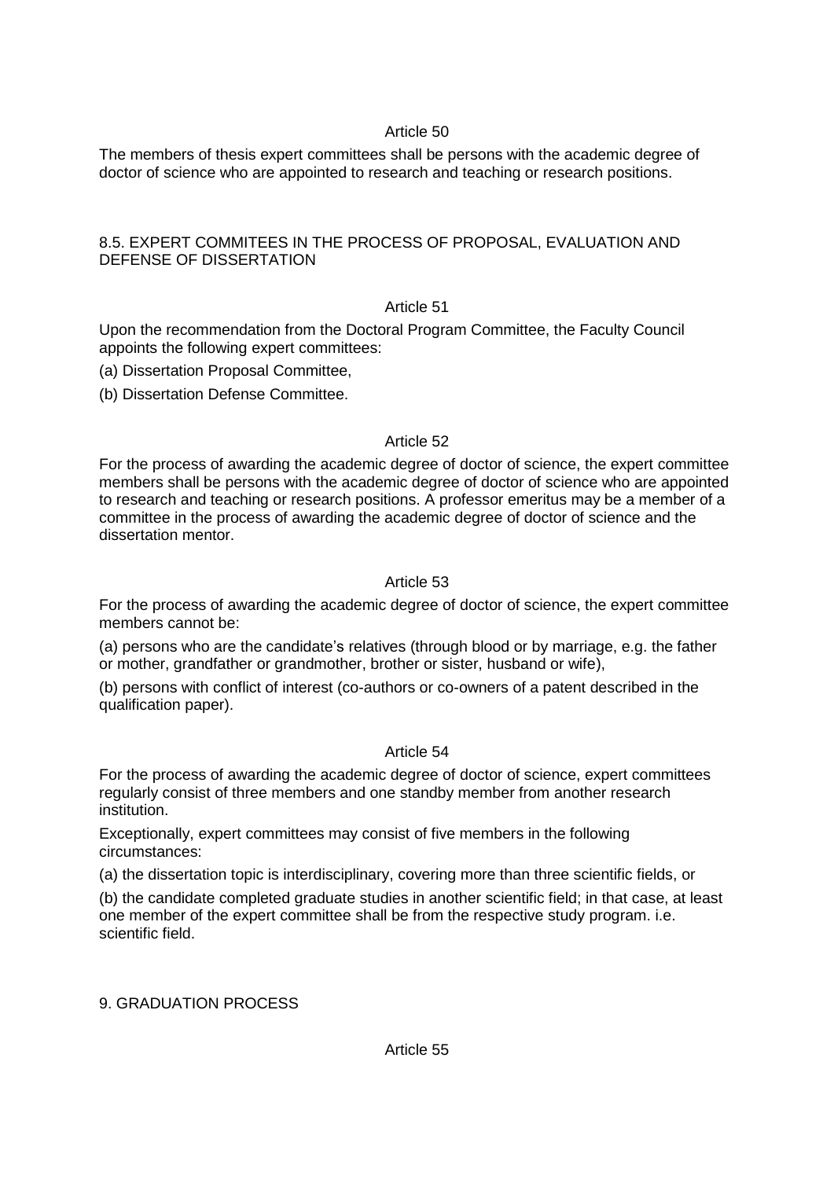### Article 50

The members of thesis expert committees shall be persons with the academic degree of doctor of science who are appointed to research and teaching or research positions.

## 8.5. EXPERT COMMITEES IN THE PROCESS OF PROPOSAL, EVALUATION AND DEFENSE OF DISSERTATION

### Article 51

Upon the recommendation from the Doctoral Program Committee, the Faculty Council appoints the following expert committees:

(a) Dissertation Proposal Committee,

(b) Dissertation Defense Committee.

### Article 52

For the process of awarding the academic degree of doctor of science, the expert committee members shall be persons with the academic degree of doctor of science who are appointed to research and teaching or research positions. A professor emeritus may be a member of a committee in the process of awarding the academic degree of doctor of science and the dissertation mentor.

### Article 53

For the process of awarding the academic degree of doctor of science, the expert committee members cannot be:

(a) persons who are the candidate's relatives (through blood or by marriage, e.g. the father or mother, grandfather or grandmother, brother or sister, husband or wife),

(b) persons with conflict of interest (co-authors or co-owners of a patent described in the qualification paper).

### Article 54

For the process of awarding the academic degree of doctor of science, expert committees regularly consist of three members and one standby member from another research institution.

Exceptionally, expert committees may consist of five members in the following circumstances:

(a) the dissertation topic is interdisciplinary, covering more than three scientific fields, or

(b) the candidate completed graduate studies in another scientific field; in that case, at least one member of the expert committee shall be from the respective study program. i.e. scientific field.

## 9. GRADUATION PROCESS

### Article 55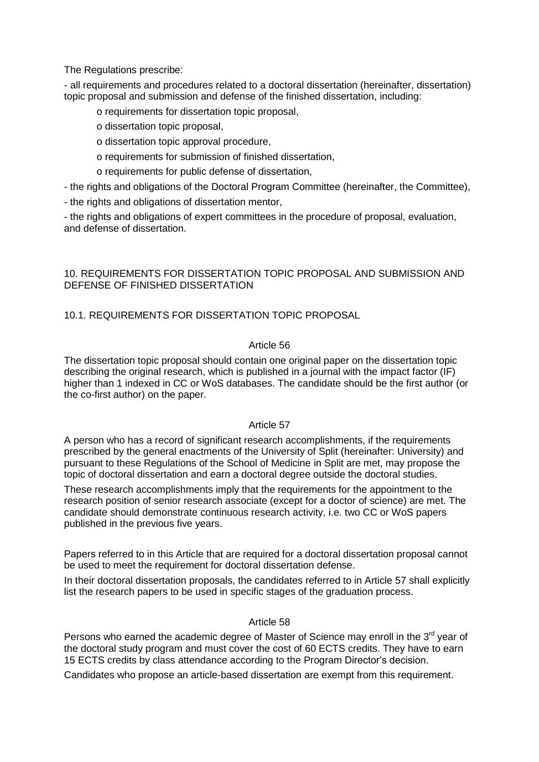The Regulations prescribe:

- all requirements and procedures related to a doctoral dissertation (hereinafter, dissertation) topic proposal and submission and defense of the finished dissertation, including:
    - o requirements for dissertation topic proposal,
    - o dissertation topic proposal,
    - o dissertation topic approval procedure,
    - o requirements for submission of finished dissertation,
    - o requirements for public defense of dissertation,
- the rights and obligations of the Doctoral Program Committee (hereinafter, the Committee),
- the rights and obligations of dissertation mentor,
- the rights and obligations of expert committees in the procedure of proposal, evaluation, and defense of dissertation.

## 10. REQUIREMENTS FOR DISSERTATION TOPIC PROPOSAL AND SUBMISSION AND DEFENSE OF FINISHED DISSERTATION

### 10.1. REQUIREMENTS FOR DISSERTATION TOPIC PROPOSAL

#### Article 56

The dissertation topic proposal should contain one original paper on the dissertation topic describing the original research, which is published in a journal with the impact factor (IF) higher than 1 indexed in CC or WoS databases. The candidate should be the first author (or the co-first author) on the paper.

#### Article 57

A person who has a record of significant research accomplishments, if the requirements prescribed by the general enactments of the University of Split (hereinafter: University) and pursuant to these Regulations of the School of Medicine in Split are met, may propose the topic of doctoral dissertation and earn a doctoral degree outside the doctoral studies.

These research accomplishments imply that the requirements for the appointment to the research position of senior research associate (except for a doctor of science) are met. The candidate should demonstrate continuous research activity, i.e. two CC or WoS papers published in the previous five years.

Papers referred to in this Article that are required for a doctoral dissertation proposal cannot be used to meet the requirement for doctoral dissertation defense.

In their doctoral dissertation proposals, the candidates referred to in Article 57 shall explicitly list the research papers to be used in specific stages of the graduation process.

#### Article 58

Persons who earned the academic degree of Master of Science may enroll in the 3rd year of the doctoral study program and must cover the cost of 60 ECTS credits. They have to earn 15 ECTS credits by class attendance according to the Program Director's decision.

Candidates who propose an article-based dissertation are exempt from this requirement.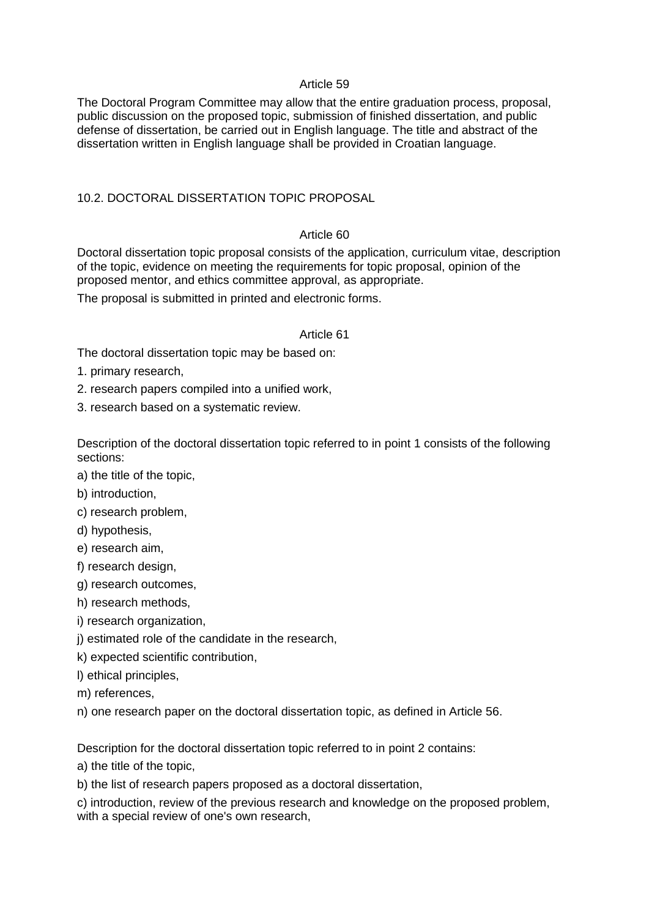Article 59

The Doctoral Program Committee may allow that the entire graduation process, proposal, public discussion on the proposed topic, submission of finished dissertation, and public defense of dissertation, be carried out in English language. The title and abstract of the dissertation written in English language shall be provided in Croatian language.

## 10.2. DOCTORAL DISSERTATION TOPIC PROPOSAL

Article 60

Doctoral dissertation topic proposal consists of the application, curriculum vitae, description of the topic, evidence on meeting the requirements for topic proposal, opinion of the proposed mentor, and ethics committee approval, as appropriate.

The proposal is submitted in printed and electronic forms.

Article 61

The doctoral dissertation topic may be based on:

1. primary research,
2. research papers compiled into a unified work,
3. research based on a systematic review.

Description of the doctoral dissertation topic referred to in point 1 consists of the following sections:

a) the title of the topic,

b) introduction,

c) research problem,

d) hypothesis,

e) research aim,

f) research design,

g) research outcomes,

h) research methods,

i) research organization,

j) estimated role of the candidate in the research,

k) expected scientific contribution,

l) ethical principles,

m) references,

n) one research paper on the doctoral dissertation topic, as defined in Article 56.

Description for the doctoral dissertation topic referred to in point 2 contains:

a) the title of the topic,

b) the list of research papers proposed as a doctoral dissertation,

c) introduction, review of the previous research and knowledge on the proposed problem, with a special review of one's own research,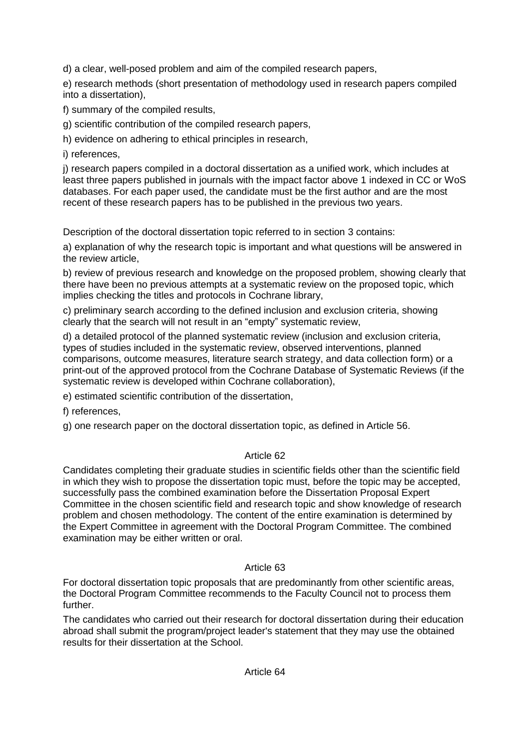d) a clear, well-posed problem and aim of the compiled research papers,

e) research methods (short presentation of methodology used in research papers compiled into a dissertation),

f) summary of the compiled results,

g) scientific contribution of the compiled research papers,

h) evidence on adhering to ethical principles in research,

i) references,

j) research papers compiled in a doctoral dissertation as a unified work, which includes at least three papers published in journals with the impact factor above 1 indexed in CC or WoS databases. For each paper used, the candidate must be the first author and are the most recent of these research papers has to be published in the previous two years.

Description of the doctoral dissertation topic referred to in section 3 contains:

a) explanation of why the research topic is important and what questions will be answered in the review article,

b) review of previous research and knowledge on the proposed problem, showing clearly that there have been no previous attempts at a systematic review on the proposed topic, which implies checking the titles and protocols in Cochrane library,

c) preliminary search according to the defined inclusion and exclusion criteria, showing clearly that the search will not result in an "empty" systematic review,

d) a detailed protocol of the planned systematic review (inclusion and exclusion criteria, types of studies included in the systematic review, observed interventions, planned comparisons, outcome measures, literature search strategy, and data collection form) or a print-out of the approved protocol from the Cochrane Database of Systematic Reviews (if the systematic review is developed within Cochrane collaboration),

e) estimated scientific contribution of the dissertation,

f) references,

g) one research paper on the doctoral dissertation topic, as defined in Article 56.

### Article 62

Candidates completing their graduate studies in scientific fields other than the scientific field in which they wish to propose the dissertation topic must, before the topic may be accepted, successfully pass the combined examination before the Dissertation Proposal Expert Committee in the chosen scientific field and research topic and show knowledge of research problem and chosen methodology. The content of the entire examination is determined by the Expert Committee in agreement with the Doctoral Program Committee. The combined examination may be either written or oral.

### Article 63

For doctoral dissertation topic proposals that are predominantly from other scientific areas, the Doctoral Program Committee recommends to the Faculty Council not to process them further.

The candidates who carried out their research for doctoral dissertation during their education abroad shall submit the program/project leader's statement that they may use the obtained results for their dissertation at the School.

### Article 64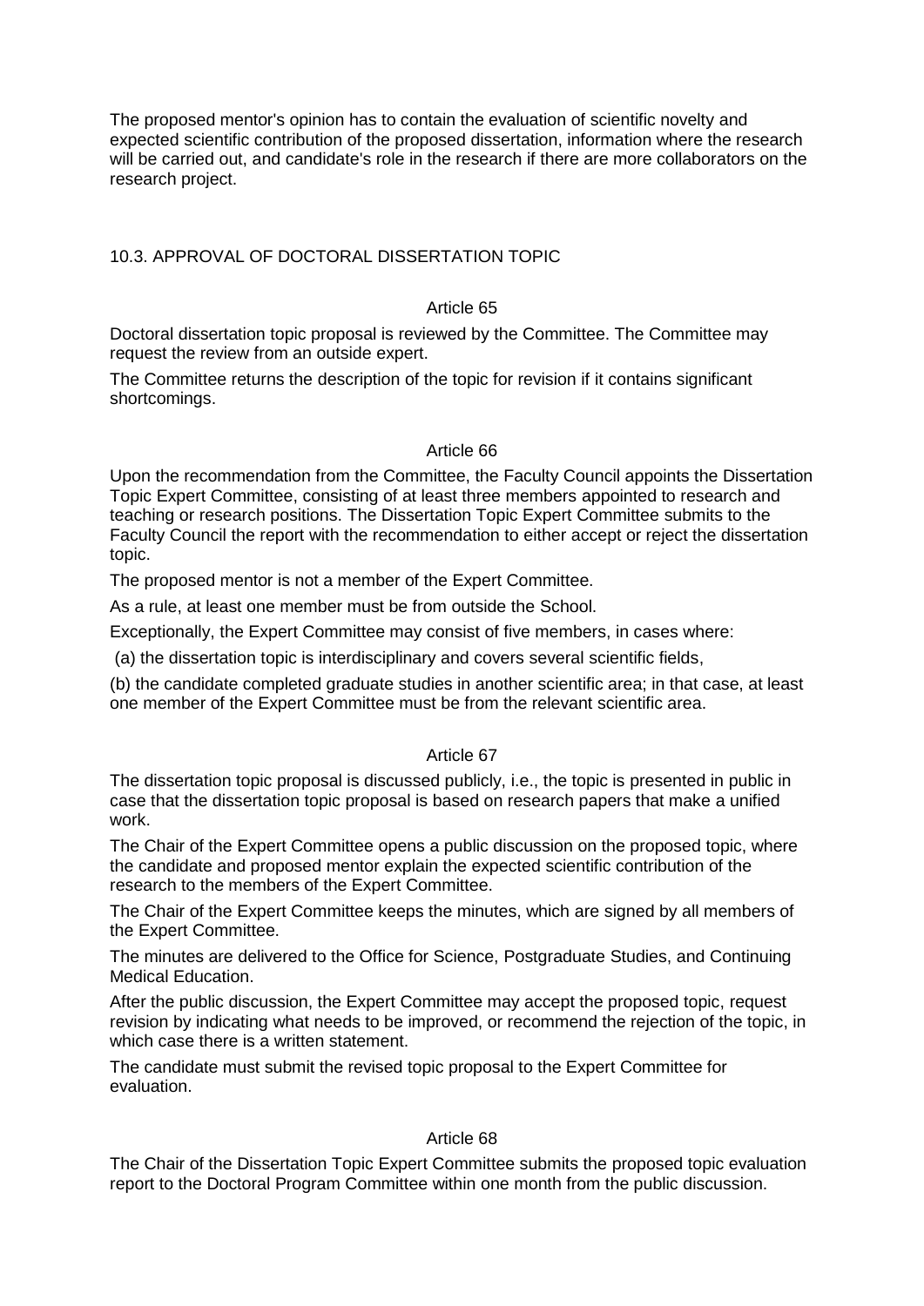The proposed mentor's opinion has to contain the evaluation of scientific novelty and expected scientific contribution of the proposed dissertation, information where the research will be carried out, and candidate's role in the research if there are more collaborators on the research project.

## 10.3. APPROVAL OF DOCTORAL DISSERTATION TOPIC

### Article 65

Doctoral dissertation topic proposal is reviewed by the Committee. The Committee may request the review from an outside expert.

The Committee returns the description of the topic for revision if it contains significant shortcomings.

### Article 66

Upon the recommendation from the Committee, the Faculty Council appoints the Dissertation Topic Expert Committee, consisting of at least three members appointed to research and teaching or research positions. The Dissertation Topic Expert Committee submits to the Faculty Council the report with the recommendation to either accept or reject the dissertation topic.

The proposed mentor is not a member of the Expert Committee.

As a rule, at least one member must be from outside the School.

Exceptionally, the Expert Committee may consist of five members, in cases where:

(a) the dissertation topic is interdisciplinary and covers several scientific fields,

(b) the candidate completed graduate studies in another scientific area; in that case, at least one member of the Expert Committee must be from the relevant scientific area.

### Article 67

The dissertation topic proposal is discussed publicly, i.e., the topic is presented in public in case that the dissertation topic proposal is based on research papers that make a unified work.

The Chair of the Expert Committee opens a public discussion on the proposed topic, where the candidate and proposed mentor explain the expected scientific contribution of the research to the members of the Expert Committee.

The Chair of the Expert Committee keeps the minutes, which are signed by all members of the Expert Committee.

The minutes are delivered to the Office for Science, Postgraduate Studies, and Continuing Medical Education.

After the public discussion, the Expert Committee may accept the proposed topic, request revision by indicating what needs to be improved, or recommend the rejection of the topic, in which case there is a written statement.

The candidate must submit the revised topic proposal to the Expert Committee for evaluation.

### Article 68

The Chair of the Dissertation Topic Expert Committee submits the proposed topic evaluation report to the Doctoral Program Committee within one month from the public discussion.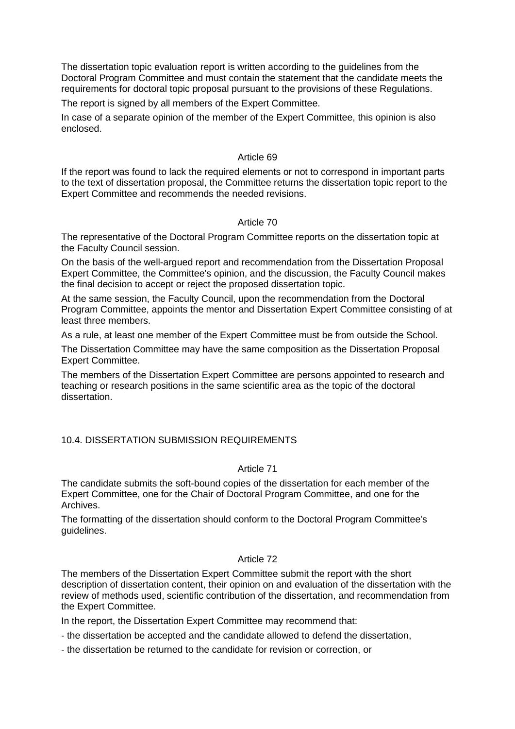The dissertation topic evaluation report is written according to the guidelines from the Doctoral Program Committee and must contain the statement that the candidate meets the requirements for doctoral topic proposal pursuant to the provisions of these Regulations.

The report is signed by all members of the Expert Committee.

In case of a separate opinion of the member of the Expert Committee, this opinion is also enclosed.

### Article 69

If the report was found to lack the required elements or not to correspond in important parts to the text of dissertation proposal, the Committee returns the dissertation topic report to the Expert Committee and recommends the needed revisions.

### Article 70

The representative of the Doctoral Program Committee reports on the dissertation topic at the Faculty Council session.

On the basis of the well-argued report and recommendation from the Dissertation Proposal Expert Committee, the Committee's opinion, and the discussion, the Faculty Council makes the final decision to accept or reject the proposed dissertation topic.

At the same session, the Faculty Council, upon the recommendation from the Doctoral Program Committee, appoints the mentor and Dissertation Expert Committee consisting of at least three members.

As a rule, at least one member of the Expert Committee must be from outside the School.

The Dissertation Committee may have the same composition as the Dissertation Proposal Expert Committee.

The members of the Dissertation Expert Committee are persons appointed to research and teaching or research positions in the same scientific area as the topic of the doctoral dissertation.

## 10.4. DISSERTATION SUBMISSION REQUIREMENTS

### Article 71

The candidate submits the soft-bound copies of the dissertation for each member of the Expert Committee, one for the Chair of Doctoral Program Committee, and one for the Archives.

The formatting of the dissertation should conform to the Doctoral Program Committee's guidelines.

### Article 72

The members of the Dissertation Expert Committee submit the report with the short description of dissertation content, their opinion on and evaluation of the dissertation with the review of methods used, scientific contribution of the dissertation, and recommendation from the Expert Committee.

In the report, the Dissertation Expert Committee may recommend that:

- the dissertation be accepted and the candidate allowed to defend the dissertation,
- the dissertation be returned to the candidate for revision or correction, or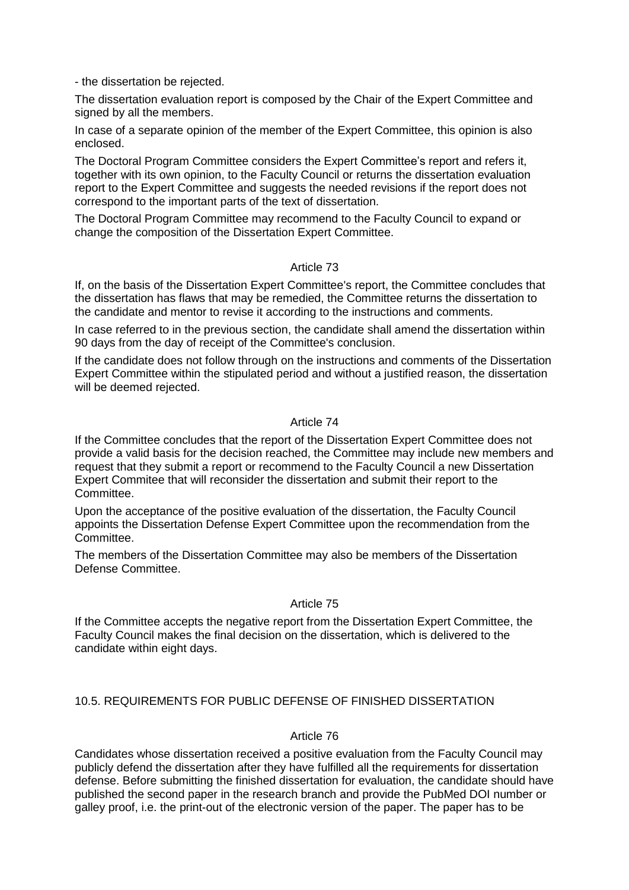- the dissertation be rejected.

The dissertation evaluation report is composed by the Chair of the Expert Committee and signed by all the members.

In case of a separate opinion of the member of the Expert Committee, this opinion is also enclosed.

The Doctoral Program Committee considers the Expert Committee's report and refers it, together with its own opinion, to the Faculty Council or returns the dissertation evaluation report to the Expert Committee and suggests the needed revisions if the report does not correspond to the important parts of the text of dissertation.

The Doctoral Program Committee may recommend to the Faculty Council to expand or change the composition of the Dissertation Expert Committee.

Article 73

If, on the basis of the Dissertation Expert Committee's report, the Committee concludes that the dissertation has flaws that may be remedied, the Committee returns the dissertation to the candidate and mentor to revise it according to the instructions and comments.

In case referred to in the previous section, the candidate shall amend the dissertation within 90 days from the day of receipt of the Committee's conclusion.

If the candidate does not follow through on the instructions and comments of the Dissertation Expert Committee within the stipulated period and without a justified reason, the dissertation will be deemed rejected.

Article 74

If the Committee concludes that the report of the Dissertation Expert Committee does not provide a valid basis for the decision reached, the Committee may include new members and request that they submit a report or recommend to the Faculty Council a new Dissertation Expert Commitee that will reconsider the dissertation and submit their report to the Committee.

Upon the acceptance of the positive evaluation of the dissertation, the Faculty Council appoints the Dissertation Defense Expert Committee upon the recommendation from the Committee.

The members of the Dissertation Committee may also be members of the Dissertation Defense Committee.

Article 75

If the Committee accepts the negative report from the Dissertation Expert Committee, the Faculty Council makes the final decision on the dissertation, which is delivered to the candidate within eight days.

## 10.5. REQUIREMENTS FOR PUBLIC DEFENSE OF FINISHED DISSERTATION

Article 76

Candidates whose dissertation received a positive evaluation from the Faculty Council may publicly defend the dissertation after they have fulfilled all the requirements for dissertation defense. Before submitting the finished dissertation for evaluation, the candidate should have published the second paper in the research branch and provide the PubMed DOI number or galley proof, i.e. the print-out of the electronic version of the paper. The paper has to be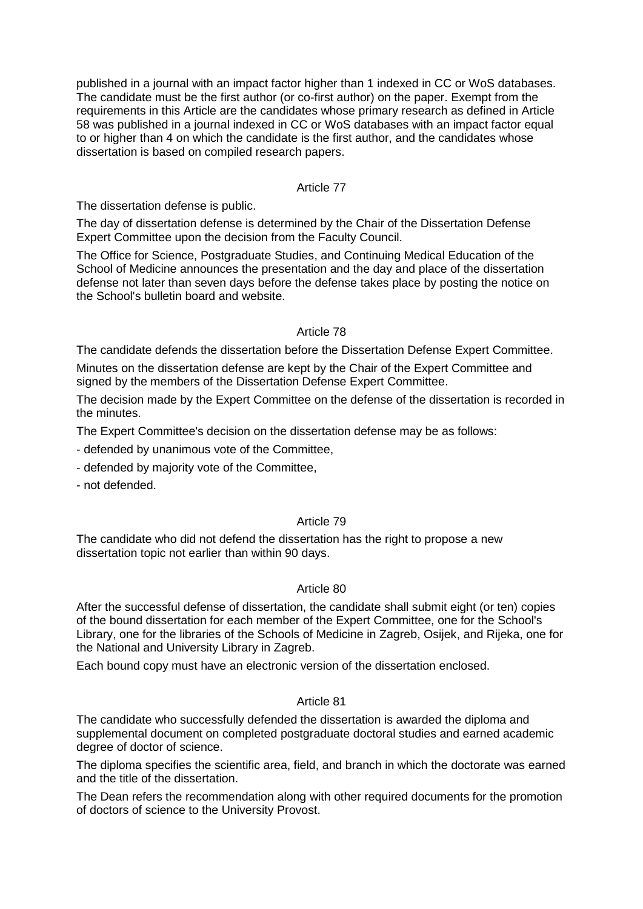published in a journal with an impact factor higher than 1 indexed in CC or WoS databases. The candidate must be the first author (or co-first author) on the paper. Exempt from the requirements in this Article are the candidates whose primary research as defined in Article 58 was published in a journal indexed in CC or WoS databases with an impact factor equal to or higher than 4 on which the candidate is the first author, and the candidates whose dissertation is based on compiled research papers.

### Article 77

The dissertation defense is public.

The day of dissertation defense is determined by the Chair of the Dissertation Defense Expert Committee upon the decision from the Faculty Council.

The Office for Science, Postgraduate Studies, and Continuing Medical Education of the School of Medicine announces the presentation and the day and place of the dissertation defense not later than seven days before the defense takes place by posting the notice on the School's bulletin board and website.

### Article 78

The candidate defends the dissertation before the Dissertation Defense Expert Committee.

Minutes on the dissertation defense are kept by the Chair of the Expert Committee and signed by the members of the Dissertation Defense Expert Committee.

The decision made by the Expert Committee on the defense of the dissertation is recorded in the minutes.

The Expert Committee's decision on the dissertation defense may be as follows:

- defended by unanimous vote of the Committee,
- defended by majority vote of the Committee,
- not defended.

### Article 79

The candidate who did not defend the dissertation has the right to propose a new dissertation topic not earlier than within 90 days.

### Article 80

After the successful defense of dissertation, the candidate shall submit eight (or ten) copies of the bound dissertation for each member of the Expert Committee, one for the School's Library, one for the libraries of the Schools of Medicine in Zagreb, Osijek, and Rijeka, one for the National and University Library in Zagreb.

Each bound copy must have an electronic version of the dissertation enclosed.

### Article 81

The candidate who successfully defended the dissertation is awarded the diploma and supplemental document on completed postgraduate doctoral studies and earned academic degree of doctor of science.

The diploma specifies the scientific area, field, and branch in which the doctorate was earned and the title of the dissertation.

The Dean refers the recommendation along with other required documents for the promotion of doctors of science to the University Provost.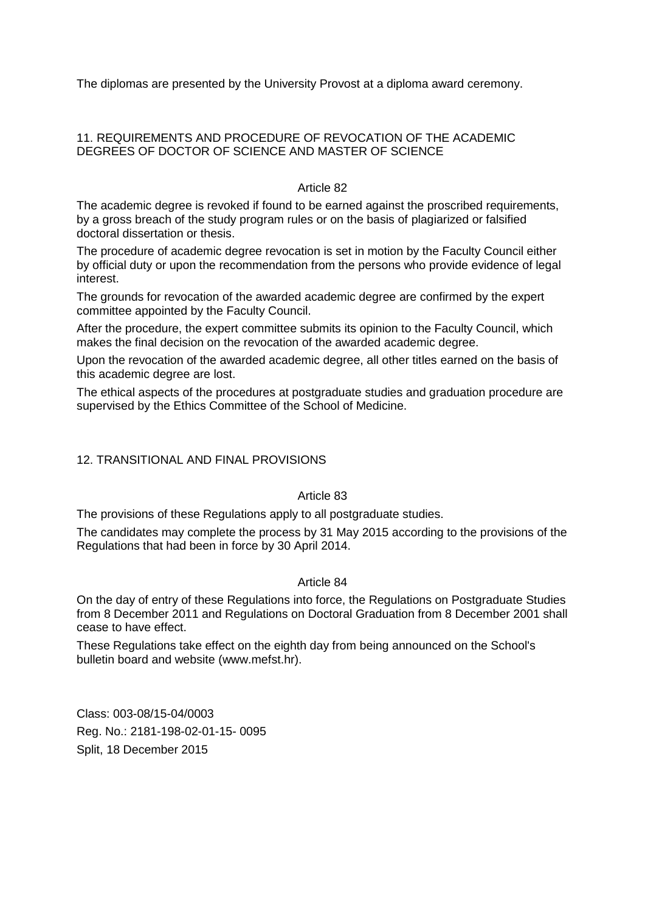The diplomas are presented by the University Provost at a diploma award ceremony.

## 11. REQUIREMENTS AND PROCEDURE OF REVOCATION OF THE ACADEMIC DEGREES OF DOCTOR OF SCIENCE AND MASTER OF SCIENCE

### Article 82

The academic degree is revoked if found to be earned against the proscribed requirements, by a gross breach of the study program rules or on the basis of plagiarized or falsified doctoral dissertation or thesis.

The procedure of academic degree revocation is set in motion by the Faculty Council either by official duty or upon the recommendation from the persons who provide evidence of legal interest.

The grounds for revocation of the awarded academic degree are confirmed by the expert committee appointed by the Faculty Council.

After the procedure, the expert committee submits its opinion to the Faculty Council, which makes the final decision on the revocation of the awarded academic degree.

Upon the revocation of the awarded academic degree, all other titles earned on the basis of this academic degree are lost.

The ethical aspects of the procedures at postgraduate studies and graduation procedure are supervised by the Ethics Committee of the School of Medicine.

## 12. TRANSITIONAL AND FINAL PROVISIONS

### Article 83

The provisions of these Regulations apply to all postgraduate studies.

The candidates may complete the process by 31 May 2015 according to the provisions of the Regulations that had been in force by 30 April 2014.

### Article 84

On the day of entry of these Regulations into force, the Regulations on Postgraduate Studies from 8 December 2011 and Regulations on Doctoral Graduation from 8 December 2001 shall cease to have effect.

These Regulations take effect on the eighth day from being announced on the School's bulletin board and website (www.mefst.hr).

Class: 003-08/15-04/0003

Reg. No.: 2181-198-02-01-15- 0095

Split, 18 December 2015